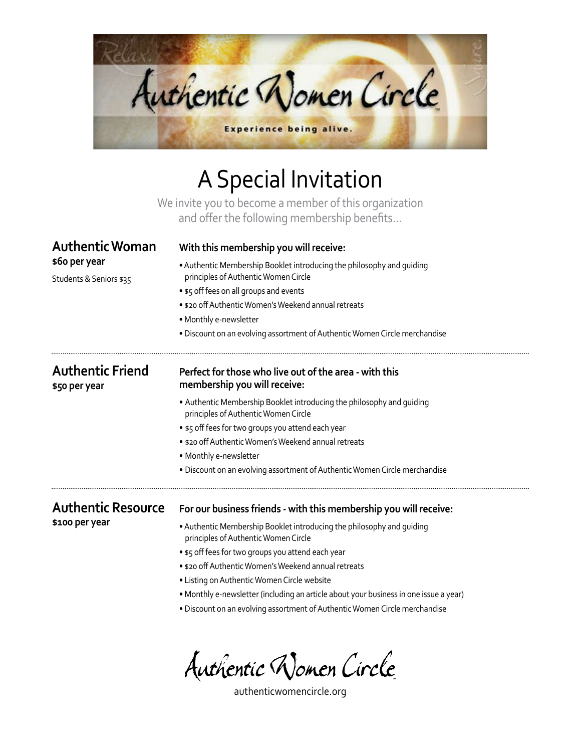Relax.

# Authentic Women Circle

Share.

**Experience being alive.**

## A Special Invitation

We invite you to become a member of this organization and offer the following membership benefits…

### Authentic Woman

**$60 per year**

Students & Seniors $35

**With this membership you will receive:**

- Authentic Membership Booklet introducing the philosophy and guiding principles of Authentic Women Circle
- $5 off fees on all groups and events
- $20 off Authentic Women's Weekend annual retreats
- Monthly e-newsletter
- Discount on an evolving assortment of Authentic Women Circle merchandise

---

### Authentic Friend

**$50 per year**

**Perfect for those who live out of the area - with this membership you will receive:**

- Authentic Membership Booklet introducing the philosophy and guiding principles of Authentic Women Circle
- $5 off fees for two groups you attend each year
- $20 off Authentic Women's Weekend annual retreats
- Monthly e-newsletter
- Discount on an evolving assortment of Authentic Women Circle merchandise

---

### Authentic Resource

**$100 per year**

**For our business friends - with this membership you will receive:**

- Authentic Membership Booklet introducing the philosophy and guiding principles of Authentic Women Circle
- $5 off fees for two groups you attend each year
- $20 off Authentic Women's Weekend annual retreats
- Listing on Authentic Women Circle website
- Monthly e-newsletter (including an article about your business in one issue a year)
- Discount on an evolving assortment of Authentic Women Circle merchandise

Authentic Women Circle

authenticwomencircle.org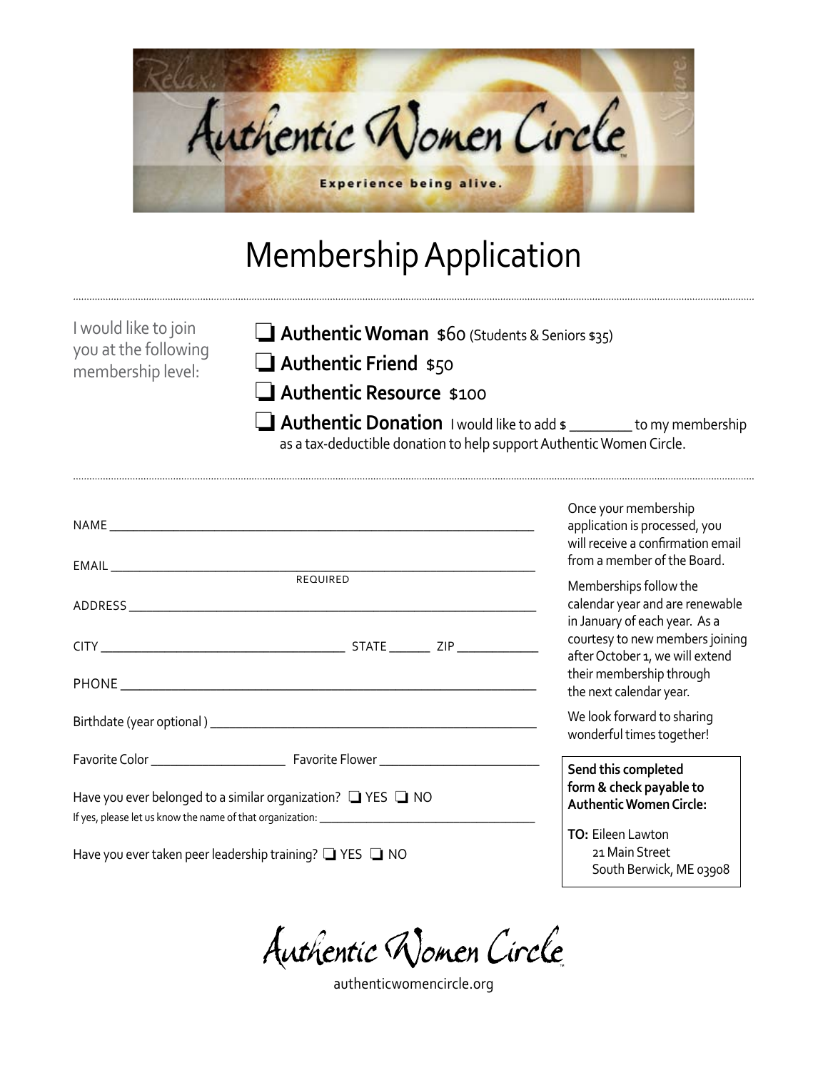Relax.

# Authentic Women Circle

Experience being alive.

Share.

## Membership Application

I would like to join you at the following membership level:

- ❑ **Authentic Woman** $60 (Students & Seniors $35)
- ❑ **Authentic Friend** $50
- ❑ **Authentic Resource** $100
- ❑ **Authentic Donation** I would like to add $ ________ to my membership as a tax-deductible donation to help support Authentic Women Circle.

NAME ____________________________________________________________

EMAIL ____________________________________________________________
REQUIRED

ADDRESS __________________________________________________________

CITY __________________________________ STATE ______ ZIP ____________

PHONE ____________________________________________________________

Birthdate (year optional ) _____________________________________________

Favorite Color ___________________ Favorite Flower ______________________

Have you ever belonged to a similar organization? ❑ YES ❑ NO

If yes, please let us know the name of that organization: ________________________________

Have you ever taken peer leadership training? ❑ YES ❑ NO

Once your membership application is processed, you will receive a confirmation email from a member of the Board.

Memberships follow the calendar year and are renewable in January of each year. As a courtesy to new members joining after October 1, we will extend their membership through the next calendar year.

We look forward to sharing wonderful times together!

**Send this completed form & check payable to Authentic Women Circle:**

**TO:** Eileen Lawton
21 Main Street
South Berwick, ME 03908

Authentic Women Circle

authenticwomencircle.org